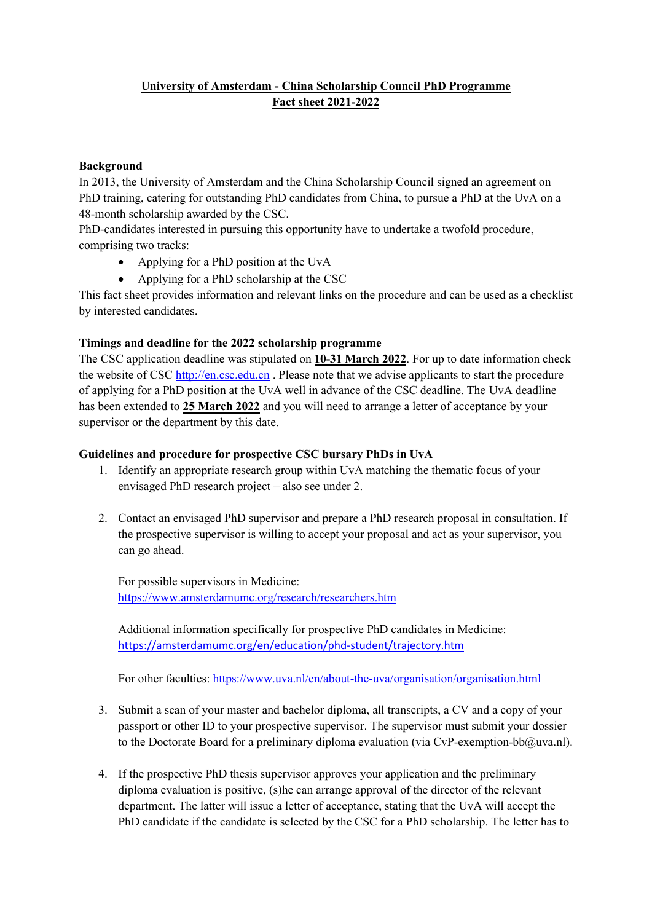**University of Amsterdam - China Scholarship Council PhD Programme**
**Fact sheet 2021-2022**

**Background**

In 2013, the University of Amsterdam and the China Scholarship Council signed an agreement on PhD training, catering for outstanding PhD candidates from China, to pursue a PhD at the UvA on a 48-month scholarship awarded by the CSC.

PhD-candidates interested in pursuing this opportunity have to undertake a twofold procedure, comprising two tracks:

- Applying for a PhD position at the UvA
- Applying for a PhD scholarship at the CSC

This fact sheet provides information and relevant links on the procedure and can be used as a checklist by interested candidates.

**Timings and deadline for the 2022 scholarship programme**

The CSC application deadline was stipulated on **10-31 March 2022**. For up to date information check the website of CSC http://en.csc.edu.cn . Please note that we advise applicants to start the procedure of applying for a PhD position at the UvA well in advance of the CSC deadline. The UvA deadline has been extended to **25 March 2022** and you will need to arrange a letter of acceptance by your supervisor or the department by this date.

**Guidelines and procedure for prospective CSC bursary PhDs in UvA**

1. Identify an appropriate research group within UvA matching the thematic focus of your envisaged PhD research project – also see under 2.

2. Contact an envisaged PhD supervisor and prepare a PhD research proposal in consultation. If the prospective supervisor is willing to accept your proposal and act as your supervisor, you can go ahead.

   For possible supervisors in Medicine:
   https://www.amsterdamumc.org/research/researchers.htm

   Additional information specifically for prospective PhD candidates in Medicine:
   https://amsterdamumc.org/en/education/phd-student/trajectory.htm

   For other faculties: https://www.uva.nl/en/about-the-uva/organisation/organisation.html

3. Submit a scan of your master and bachelor diploma, all transcripts, a CV and a copy of your passport or other ID to your prospective supervisor. The supervisor must submit your dossier to the Doctorate Board for a preliminary diploma evaluation (via CvP-exemption-bb@uva.nl).

4. If the prospective PhD thesis supervisor approves your application and the preliminary diploma evaluation is positive, (s)he can arrange approval of the director of the relevant department. The latter will issue a letter of acceptance, stating that the UvA will accept the PhD candidate if the candidate is selected by the CSC for a PhD scholarship. The letter has to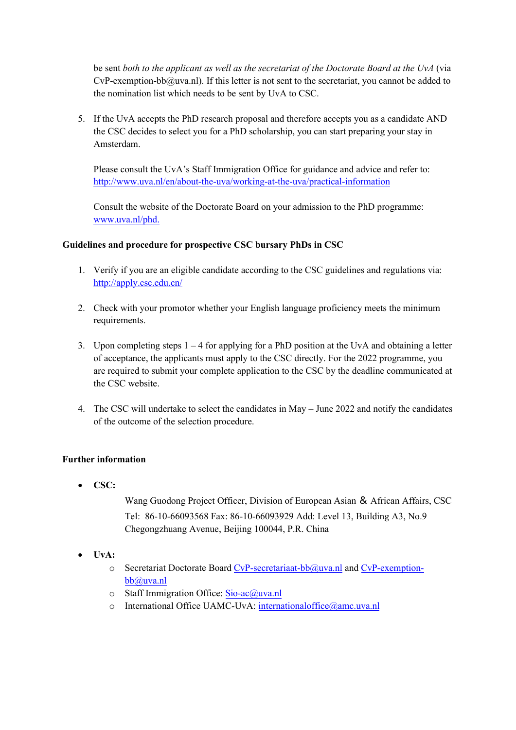be sent *both to the applicant as well as the secretariat of the Doctorate Board at the UvA* (via CvP-exemption-bb@uva.nl). If this letter is not sent to the secretariat, you cannot be added to the nomination list which needs to be sent by UvA to CSC.

5. If the UvA accepts the PhD research proposal and therefore accepts you as a candidate AND the CSC decides to select you for a PhD scholarship, you can start preparing your stay in Amsterdam.

   Please consult the UvA's Staff Immigration Office for guidance and advice and refer to: [http://www.uva.nl/en/about-the-uva/working-at-the-uva/practical-information](http://www.uva.nl/en/about-the-uva/working-at-the-uva/practical-information)

   Consult the website of the Doctorate Board on your admission to the PhD programme: [www.uva.nl/phd.](www.uva.nl/phd)

**Guidelines and procedure for prospective CSC bursary PhDs in CSC**

1. Verify if you are an eligible candidate according to the CSC guidelines and regulations via: [http://apply.csc.edu.cn/](http://apply.csc.edu.cn/)

2. Check with your promotor whether your English language proficiency meets the minimum requirements.

3. Upon completing steps 1 – 4 for applying for a PhD position at the UvA and obtaining a letter of acceptance, the applicants must apply to the CSC directly. For the 2022 programme, you are required to submit your complete application to the CSC by the deadline communicated at the CSC website.

4. The CSC will undertake to select the candidates in May – June 2022 and notify the candidates of the outcome of the selection procedure.

**Further information**

- **CSC:**

  Wang Guodong Project Officer, Division of European Asian ＆ African Affairs, CSC
  Tel: 86-10-66093568 Fax: 86-10-66093929 Add: Level 13, Building A3, No.9 Chegongzhuang Avenue, Beijing 100044, P.R. China

- **UvA:**
  - Secretariat Doctorate Board [CvP-secretariaat-bb@uva.nl](mailto:CvP-secretariaat-bb@uva.nl) and [CvP-exemption-bb@uva.nl](mailto:CvP-exemption-bb@uva.nl)
  - Staff Immigration Office: [Sio-ac@uva.nl](mailto:Sio-ac@uva.nl)
  - International Office UAMC-UvA: [internationaloffice@amc.uva.nl](mailto:internationaloffice@amc.uva.nl)